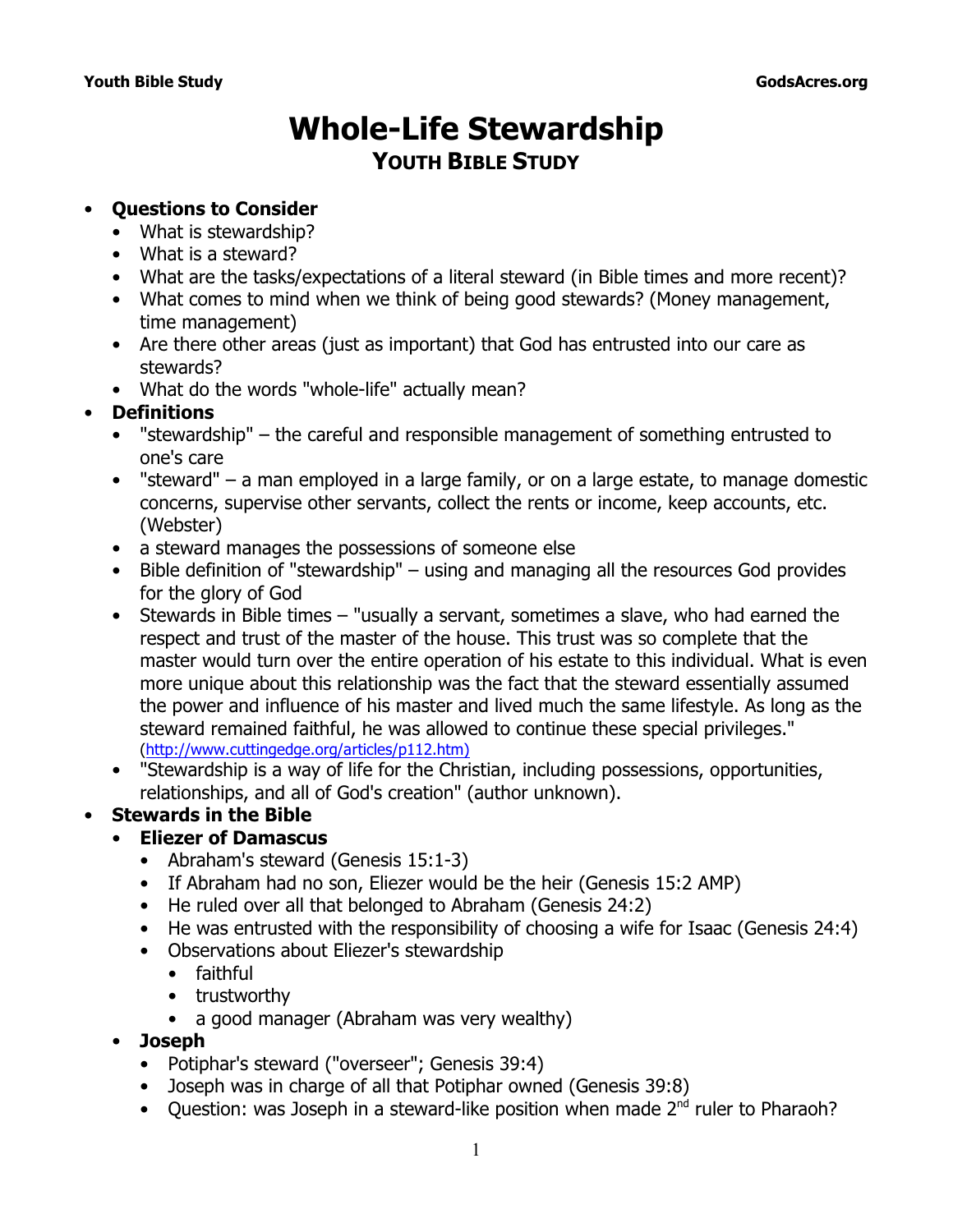# Whole-Life Stewardship

## YOUTH BIBLE STUDY

- **Questions to Consider**
  - What is stewardship?
  - What is a steward?
  - What are the tasks/expectations of a literal steward (in Bible times and more recent)?
  - What comes to mind when we think of being good stewards? (Money management, time management)
  - Are there other areas (just as important) that God has entrusted into our care as stewards?
  - What do the words "whole-life" actually mean?
- **Definitions**
  - "stewardship" – the careful and responsible management of something entrusted to one's care
  - "steward" – a man employed in a large family, or on a large estate, to manage domestic concerns, supervise other servants, collect the rents or income, keep accounts, etc. (Webster)
  - a steward manages the possessions of someone else
  - Bible definition of "stewardship" – using and managing all the resources God provides for the glory of God
  - Stewards in Bible times – "usually a servant, sometimes a slave, who had earned the respect and trust of the master of the house. This trust was so complete that the master would turn over the entire operation of his estate to this individual. What is even more unique about this relationship was the fact that the steward essentially assumed the power and influence of his master and lived much the same lifestyle. As long as the steward remained faithful, he was allowed to continue these special privileges." (http://www.cuttingedge.org/articles/p112.htm)
  - "Stewardship is a way of life for the Christian, including possessions, opportunities, relationships, and all of God's creation" (author unknown).
- **Stewards in the Bible**
  - **Eliezer of Damascus**
    - Abraham's steward (Genesis 15:1-3)
    - If Abraham had no son, Eliezer would be the heir (Genesis 15:2 AMP)
    - He ruled over all that belonged to Abraham (Genesis 24:2)
    - He was entrusted with the responsibility of choosing a wife for Isaac (Genesis 24:4)
    - Observations about Eliezer's stewardship
      - faithful
      - trustworthy
      - a good manager (Abraham was very wealthy)
  - **Joseph**
    - Potiphar's steward ("overseer"; Genesis 39:4)
    - Joseph was in charge of all that Potiphar owned (Genesis 39:8)
    - Question: was Joseph in a steward-like position when made 2nd ruler to Pharaoh?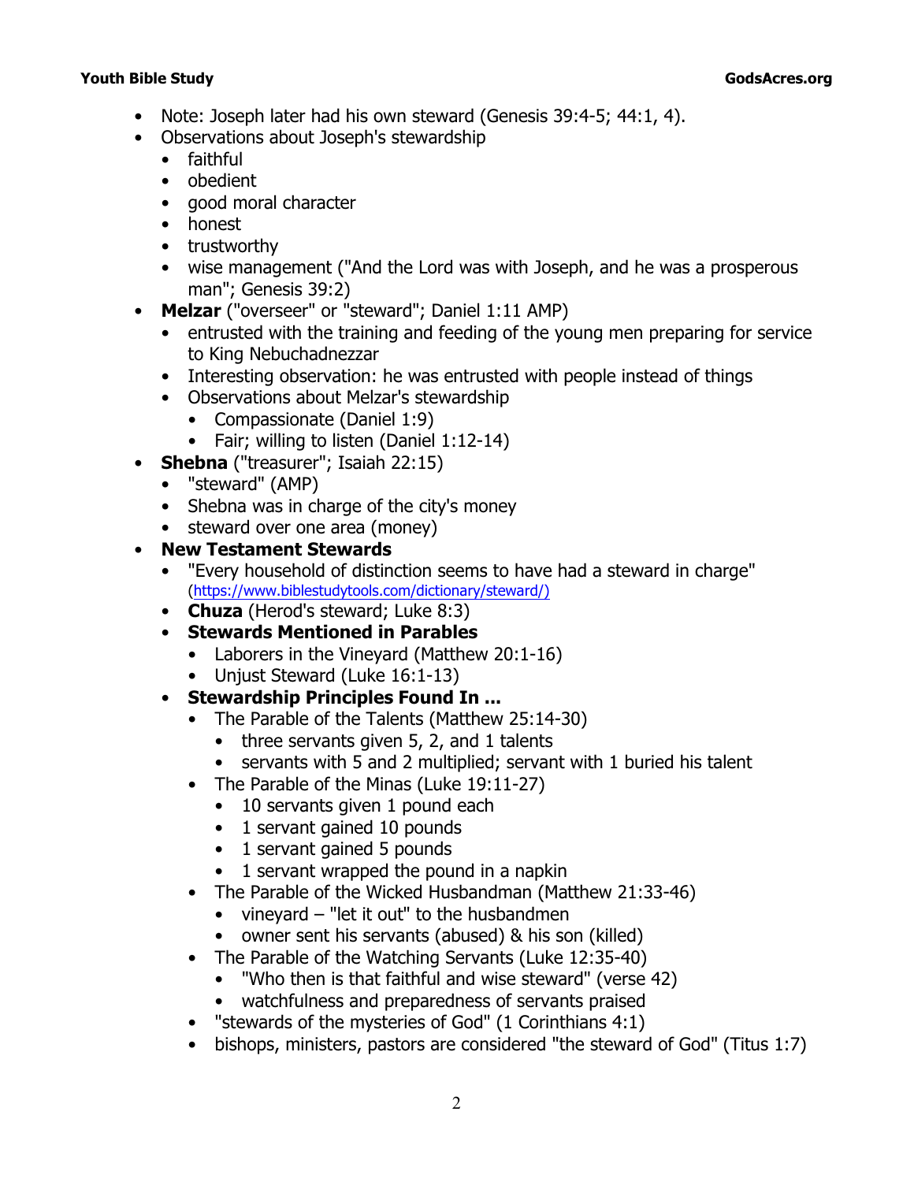- Note: Joseph later had his own steward (Genesis 39:4-5; 44:1, 4).
- Observations about Joseph's stewardship
  - faithful
  - obedient
  - good moral character
  - honest
  - trustworthy
  - wise management ("And the Lord was with Joseph, and he was a prosperous man"; Genesis 39:2)
- **Melzar** ("overseer" or "steward"; Daniel 1:11 AMP)
  - entrusted with the training and feeding of the young men preparing for service to King Nebuchadnezzar
  - Interesting observation: he was entrusted with people instead of things
  - Observations about Melzar's stewardship
    - Compassionate (Daniel 1:9)
    - Fair; willing to listen (Daniel 1:12-14)
- **Shebna** ("treasurer"; Isaiah 22:15)
  - "steward" (AMP)
  - Shebna was in charge of the city's money
  - steward over one area (money)
- **New Testament Stewards**
  - "Every household of distinction seems to have had a steward in charge" (https://www.biblestudytools.com/dictionary/steward/)
  - **Chuza** (Herod's steward; Luke 8:3)
  - **Stewards Mentioned in Parables**
    - Laborers in the Vineyard (Matthew 20:1-16)
    - Unjust Steward (Luke 16:1-13)
  - **Stewardship Principles Found In ...**
    - The Parable of the Talents (Matthew 25:14-30)
      - three servants given 5, 2, and 1 talents
      - servants with 5 and 2 multiplied; servant with 1 buried his talent
    - The Parable of the Minas (Luke 19:11-27)
      - 10 servants given 1 pound each
      - 1 servant gained 10 pounds
      - 1 servant gained 5 pounds
      - 1 servant wrapped the pound in a napkin
    - The Parable of the Wicked Husbandman (Matthew 21:33-46)
      - vineyard – "let it out" to the husbandmen
      - owner sent his servants (abused) & his son (killed)
    - The Parable of the Watching Servants (Luke 12:35-40)
      - "Who then is that faithful and wise steward" (verse 42)
      - watchfulness and preparedness of servants praised
    - "stewards of the mysteries of God" (1 Corinthians 4:1)
    - bishops, ministers, pastors are considered "the steward of God" (Titus 1:7)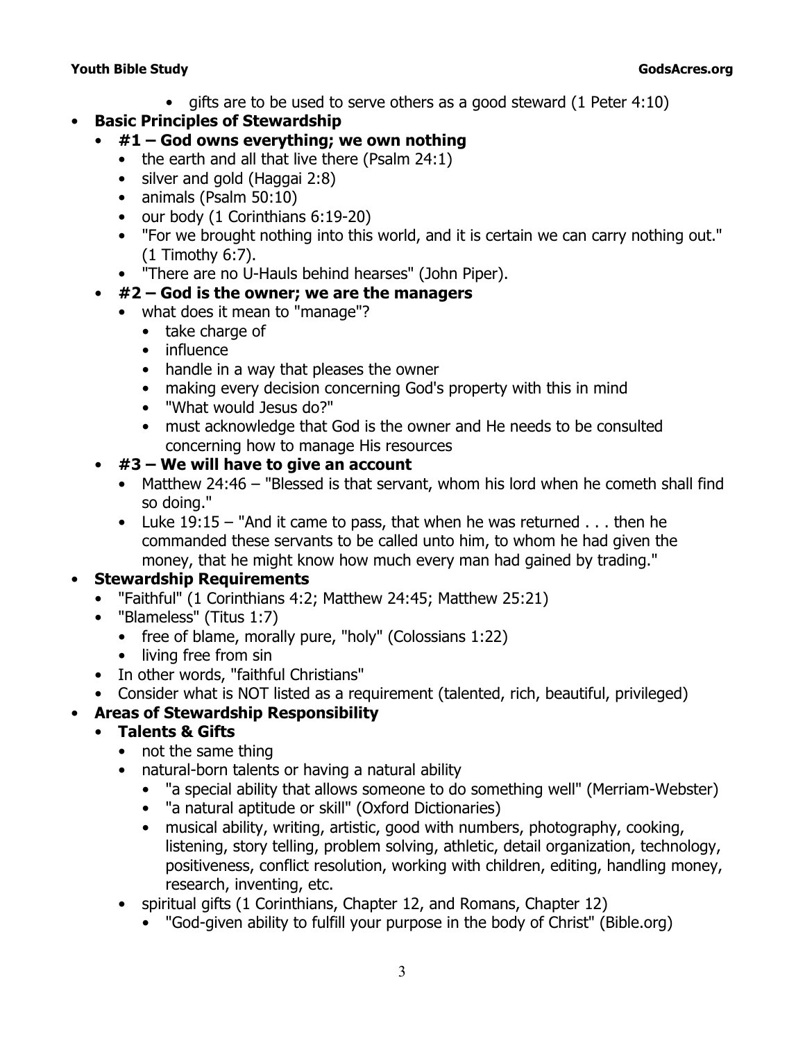- gifts are to be used to serve others as a good steward (1 Peter 4:10)
- **Basic Principles of Stewardship**
  - **#1 – God owns everything; we own nothing**
    - the earth and all that live there (Psalm 24:1)
    - silver and gold (Haggai 2:8)
    - animals (Psalm 50:10)
    - our body (1 Corinthians 6:19-20)
    - "For we brought nothing into this world, and it is certain we can carry nothing out." (1 Timothy 6:7).
    - "There are no U-Hauls behind hearses" (John Piper).
  - **#2 – God is the owner; we are the managers**
    - what does it mean to "manage"?
      - take charge of
      - influence
      - handle in a way that pleases the owner
      - making every decision concerning God's property with this in mind
      - "What would Jesus do?"
      - must acknowledge that God is the owner and He needs to be consulted concerning how to manage His resources
  - **#3 – We will have to give an account**
    - Matthew 24:46 – "Blessed is that servant, whom his lord when he cometh shall find so doing."
    - Luke 19:15 – "And it came to pass, that when he was returned . . . then he commanded these servants to be called unto him, to whom he had given the money, that he might know how much every man had gained by trading."
- **Stewardship Requirements**
  - "Faithful" (1 Corinthians 4:2; Matthew 24:45; Matthew 25:21)
  - "Blameless" (Titus 1:7)
    - free of blame, morally pure, "holy" (Colossians 1:22)
    - living free from sin
  - In other words, "faithful Christians"
  - Consider what is NOT listed as a requirement (talented, rich, beautiful, privileged)
- **Areas of Stewardship Responsibility**
  - **Talents & Gifts**
    - not the same thing
    - natural-born talents or having a natural ability
      - "a special ability that allows someone to do something well" (Merriam-Webster)
      - "a natural aptitude or skill" (Oxford Dictionaries)
      - musical ability, writing, artistic, good with numbers, photography, cooking, listening, story telling, problem solving, athletic, detail organization, technology, positiveness, conflict resolution, working with children, editing, handling money, research, inventing, etc.
    - spiritual gifts (1 Corinthians, Chapter 12, and Romans, Chapter 12)
      - "God-given ability to fulfill your purpose in the body of Christ" (Bible.org)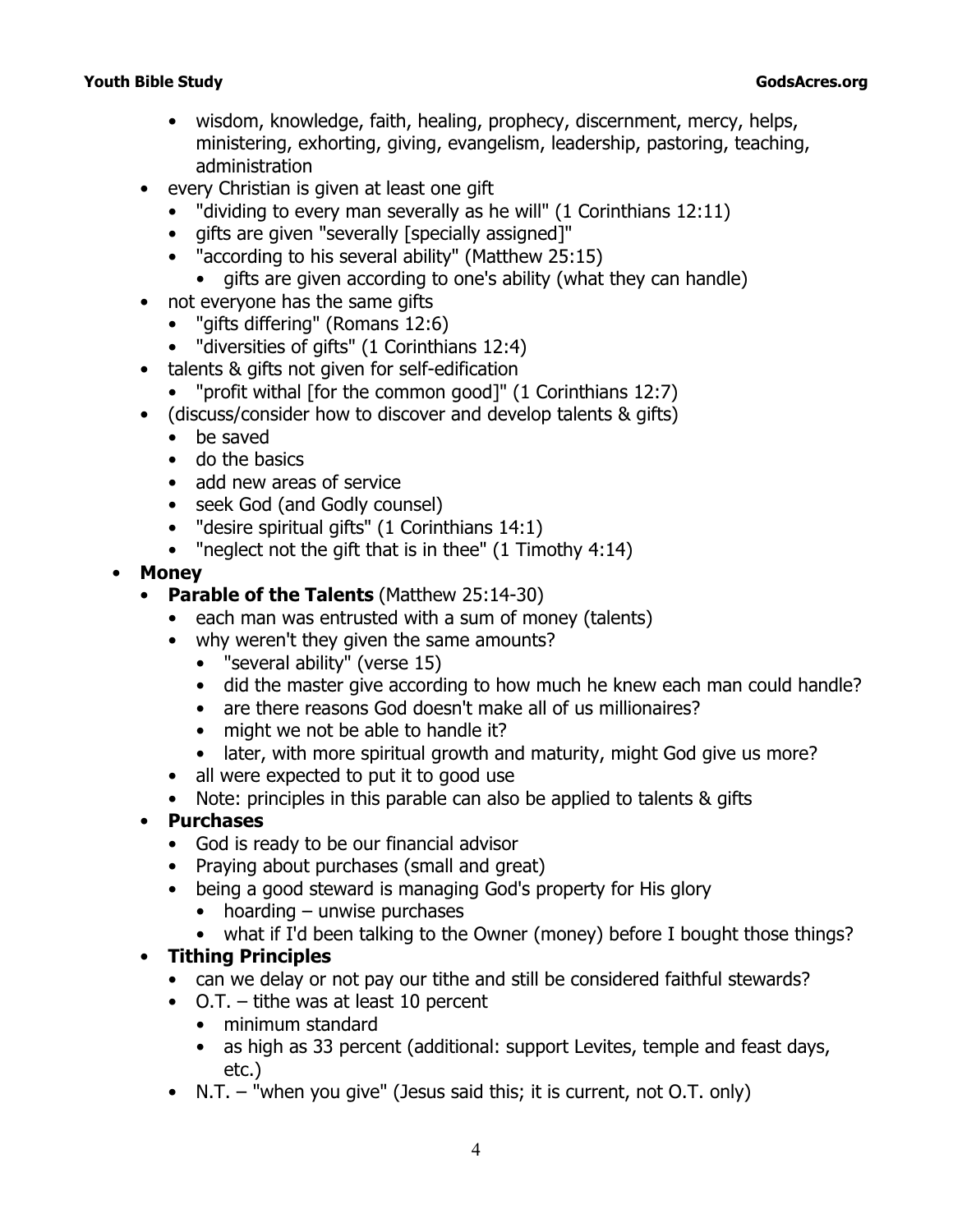- wisdom, knowledge, faith, healing, prophecy, discernment, mercy, helps, ministering, exhorting, giving, evangelism, leadership, pastoring, teaching, administration
  - every Christian is given at least one gift
    - "dividing to every man severally as he will" (1 Corinthians 12:11)
    - gifts are given "severally [specially assigned]"
    - "according to his several ability" (Matthew 25:15)
      - gifts are given according to one's ability (what they can handle)
  - not everyone has the same gifts
    - "gifts differing" (Romans 12:6)
    - "diversities of gifts" (1 Corinthians 12:4)
  - talents & gifts not given for self-edification
    - "profit withal [for the common good]" (1 Corinthians 12:7)
  - (discuss/consider how to discover and develop talents & gifts)
    - be saved
    - do the basics
    - add new areas of service
    - seek God (and Godly counsel)
    - "desire spiritual gifts" (1 Corinthians 14:1)
    - "neglect not the gift that is in thee" (1 Timothy 4:14)
- **Money**
  - **Parable of the Talents** (Matthew 25:14-30)
    - each man was entrusted with a sum of money (talents)
    - why weren't they given the same amounts?
      - "several ability" (verse 15)
      - did the master give according to how much he knew each man could handle?
      - are there reasons God doesn't make all of us millionaires?
      - might we not be able to handle it?
      - later, with more spiritual growth and maturity, might God give us more?
    - all were expected to put it to good use
    - Note: principles in this parable can also be applied to talents & gifts
  - **Purchases**
    - God is ready to be our financial advisor
    - Praying about purchases (small and great)
    - being a good steward is managing God's property for His glory
      - hoarding – unwise purchases
      - what if I'd been talking to the Owner (money) before I bought those things?
  - **Tithing Principles**
    - can we delay or not pay our tithe and still be considered faithful stewards?
    - O.T. – tithe was at least 10 percent
      - minimum standard
      - as high as 33 percent (additional: support Levites, temple and feast days, etc.)
    - N.T. – "when you give" (Jesus said this; it is current, not O.T. only)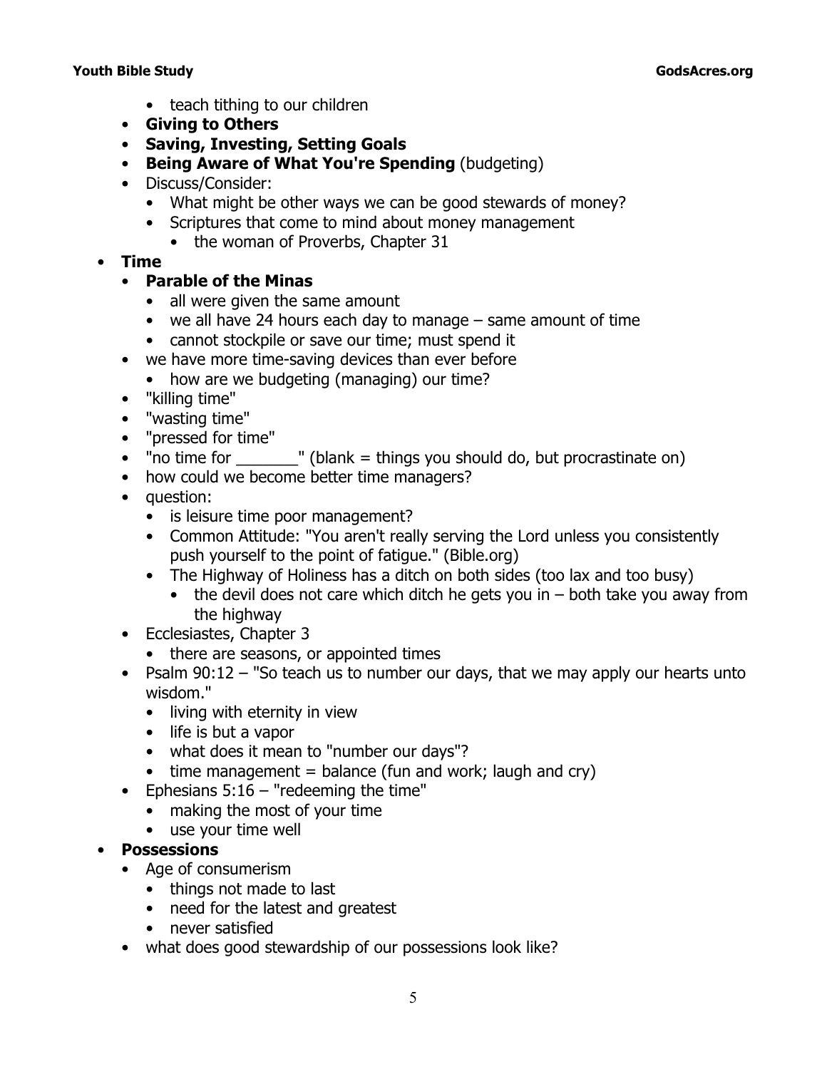- teach tithing to our children
    - **Giving to Others**
    - **Saving, Investing, Setting Goals**
    - **Being Aware of What You're Spending** (budgeting)
    - Discuss/Consider:
        - What might be other ways we can be good stewards of money?
        - Scriptures that come to mind about money management
            - the woman of Proverbs, Chapter 31
- **Time**
    - **Parable of the Minas**
        - all were given the same amount
        - we all have 24 hours each day to manage – same amount of time
        - cannot stockpile or save our time; must spend it
    - we have more time-saving devices than ever before
        - how are we budgeting (managing) our time?
    - "killing time"
    - "wasting time"
    - "pressed for time"
    - "no time for _______" (blank = things you should do, but procrastinate on)
    - how could we become better time managers?
    - question:
        - is leisure time poor management?
        - Common Attitude: "You aren't really serving the Lord unless you consistently push yourself to the point of fatigue." (Bible.org)
        - The Highway of Holiness has a ditch on both sides (too lax and too busy)
            - the devil does not care which ditch he gets you in – both take you away from the highway
    - Ecclesiastes, Chapter 3
        - there are seasons, or appointed times
    - Psalm 90:12 – "So teach us to number our days, that we may apply our hearts unto wisdom."
        - living with eternity in view
        - life is but a vapor
        - what does it mean to "number our days"?
        - time management = balance (fun and work; laugh and cry)
    - Ephesians 5:16 – "redeeming the time"
        - making the most of your time
        - use your time well
- **Possessions**
    - Age of consumerism
        - things not made to last
        - need for the latest and greatest
        - never satisfied
    - what does good stewardship of our possessions look like?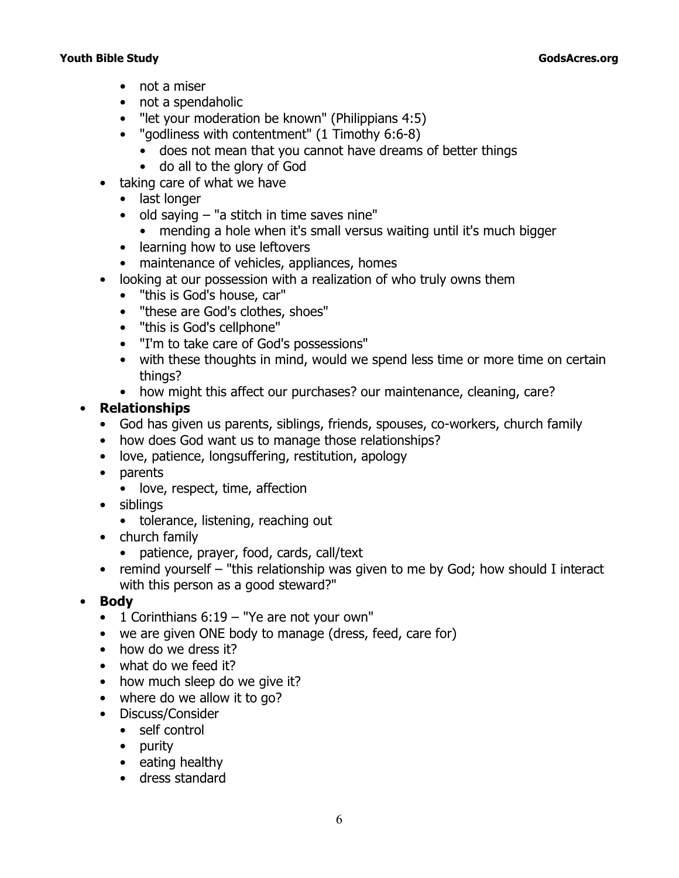- not a miser
- not a spendaholic
- "let your moderation be known" (Philippians 4:5)
- "godliness with contentment" (1 Timothy 6:6-8)
  - does not mean that you cannot have dreams of better things
  - do all to the glory of God

- taking care of what we have
  - last longer
  - old saying – "a stitch in time saves nine"
    - mending a hole when it's small versus waiting until it's much bigger
  - learning how to use leftovers
  - maintenance of vehicles, appliances, homes
- looking at our possession with a realization of who truly owns them
  - "this is God's house, car"
  - "these are God's clothes, shoes"
  - "this is God's cellphone"
  - "I'm to take care of God's possessions"
  - with these thoughts in mind, would we spend less time or more time on certain things?
  - how might this affect our purchases? our maintenance, cleaning, care?

- **Relationships**
  - God has given us parents, siblings, friends, spouses, co-workers, church family
  - how does God want us to manage those relationships?
  - love, patience, longsuffering, restitution, apology
  - parents
    - love, respect, time, affection
  - siblings
    - tolerance, listening, reaching out
  - church family
    - patience, prayer, food, cards, call/text
  - remind yourself – "this relationship was given to me by God; how should I interact with this person as a good steward?"
- **Body**
  - 1 Corinthians 6:19 – "Ye are not your own"
  - we are given ONE body to manage (dress, feed, care for)
  - how do we dress it?
  - what do we feed it?
  - how much sleep do we give it?
  - where do we allow it to go?
  - Discuss/Consider
    - self control
    - purity
    - eating healthy
    - dress standard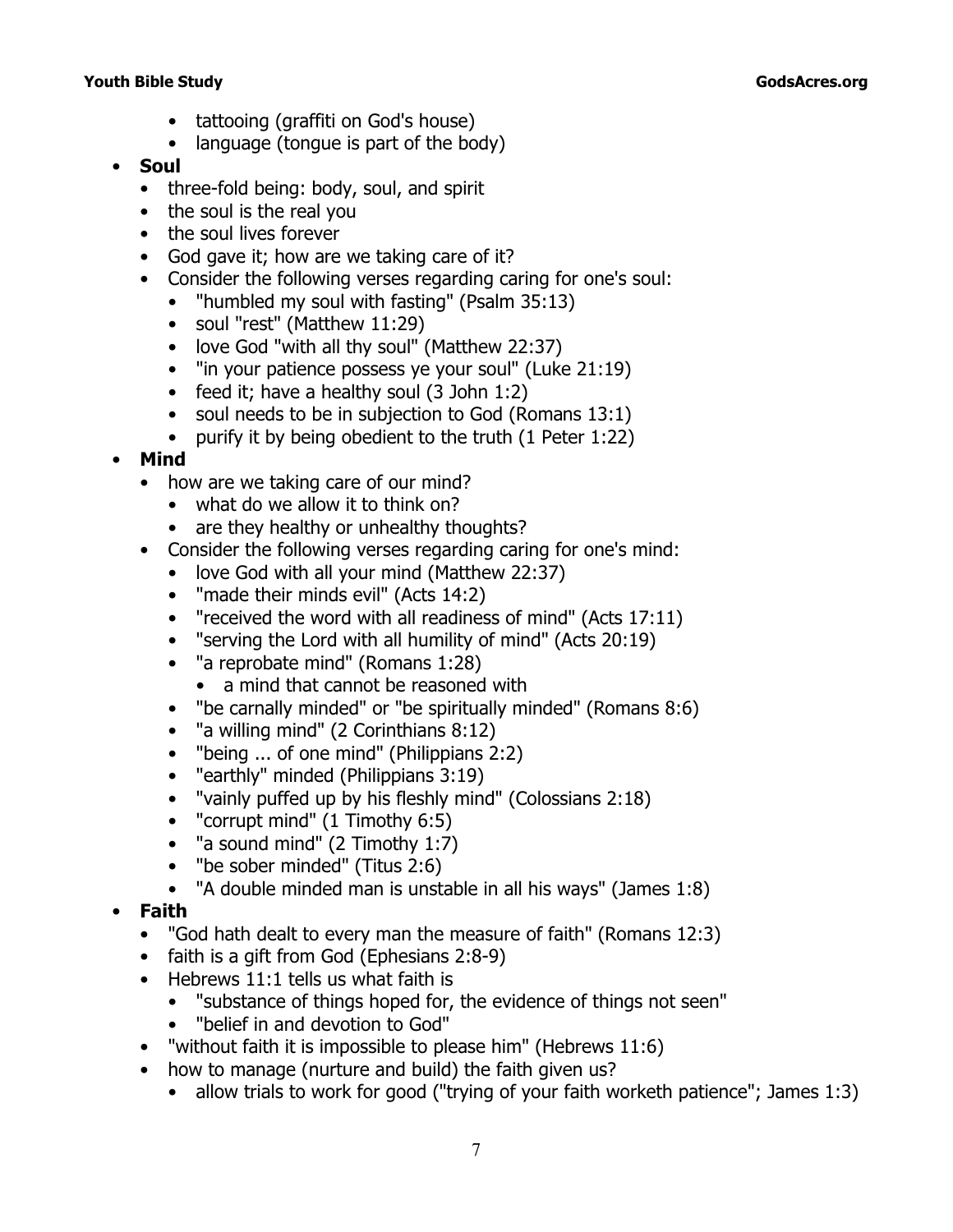- tattooing (graffiti on God's house)
  - language (tongue is part of the body)
- **Soul**
  - three-fold being: body, soul, and spirit
  - the soul is the real you
  - the soul lives forever
  - God gave it; how are we taking care of it?
  - Consider the following verses regarding caring for one's soul:
    - "humbled my soul with fasting" (Psalm 35:13)
    - soul "rest" (Matthew 11:29)
    - love God "with all thy soul" (Matthew 22:37)
    - "in your patience possess ye your soul" (Luke 21:19)
    - feed it; have a healthy soul (3 John 1:2)
    - soul needs to be in subjection to God (Romans 13:1)
    - purify it by being obedient to the truth (1 Peter 1:22)
- **Mind**
  - how are we taking care of our mind?
    - what do we allow it to think on?
    - are they healthy or unhealthy thoughts?
  - Consider the following verses regarding caring for one's mind:
    - love God with all your mind (Matthew 22:37)
    - "made their minds evil" (Acts 14:2)
    - "received the word with all readiness of mind" (Acts 17:11)
    - "serving the Lord with all humility of mind" (Acts 20:19)
    - "a reprobate mind" (Romans 1:28)
      - a mind that cannot be reasoned with
    - "be carnally minded" or "be spiritually minded" (Romans 8:6)
    - "a willing mind" (2 Corinthians 8:12)
    - "being ... of one mind" (Philippians 2:2)
    - "earthly" minded (Philippians 3:19)
    - "vainly puffed up by his fleshly mind" (Colossians 2:18)
    - "corrupt mind" (1 Timothy 6:5)
    - "a sound mind" (2 Timothy 1:7)
    - "be sober minded" (Titus 2:6)
    - "A double minded man is unstable in all his ways" (James 1:8)
- **Faith**
  - "God hath dealt to every man the measure of faith" (Romans 12:3)
  - faith is a gift from God (Ephesians 2:8-9)
  - Hebrews 11:1 tells us what faith is
    - "substance of things hoped for, the evidence of things not seen"
    - "belief in and devotion to God"
  - "without faith it is impossible to please him" (Hebrews 11:6)
  - how to manage (nurture and build) the faith given us?
    - allow trials to work for good ("trying of your faith worketh patience"; James 1:3)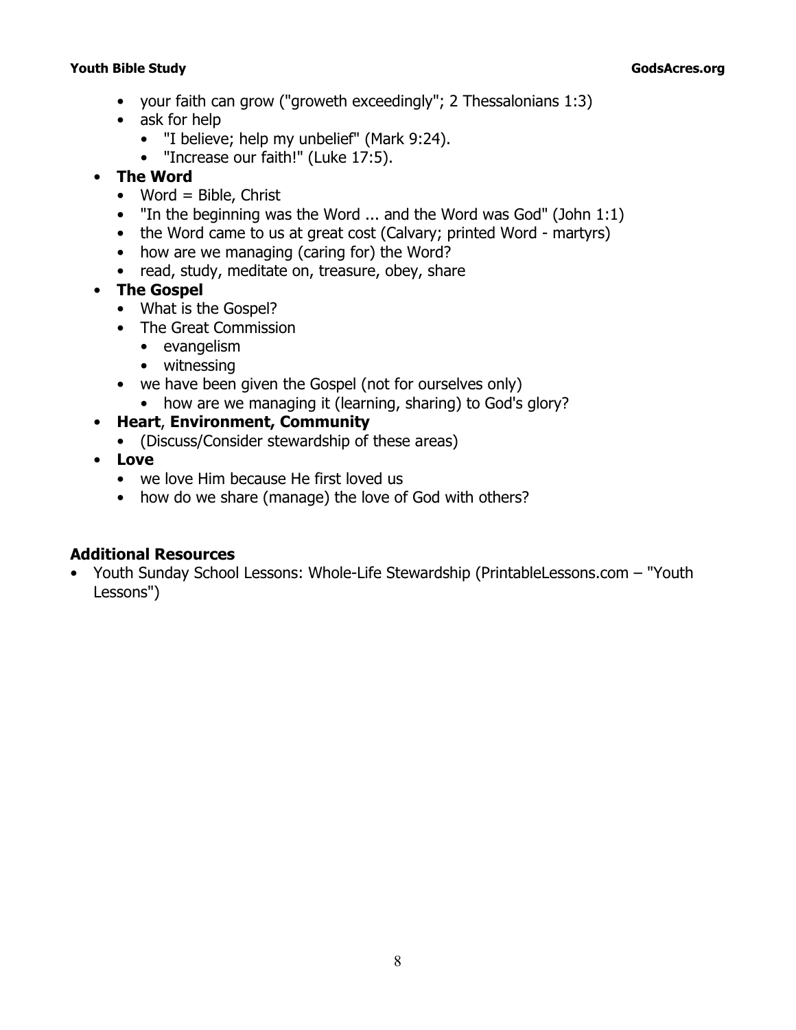- your faith can grow ("groweth exceedingly"; 2 Thessalonians 1:3)
- ask for help
  - "I believe; help my unbelief" (Mark 9:24).
  - "Increase our faith!" (Luke 17:5).
- **The Word**
  - Word = Bible, Christ
  - "In the beginning was the Word ... and the Word was God" (John 1:1)
  - the Word came to us at great cost (Calvary; printed Word - martyrs)
  - how are we managing (caring for) the Word?
  - read, study, meditate on, treasure, obey, share
- **The Gospel**
  - What is the Gospel?
  - The Great Commission
    - evangelism
    - witnessing
  - we have been given the Gospel (not for ourselves only)
    - how are we managing it (learning, sharing) to God's glory?
- **Heart**, **Environment, Community**
  - (Discuss/Consider stewardship of these areas)
- **Love**
  - we love Him because He first loved us
  - how do we share (manage) the love of God with others?

## Additional Resources

- Youth Sunday School Lessons: Whole-Life Stewardship (PrintableLessons.com – "Youth Lessons")